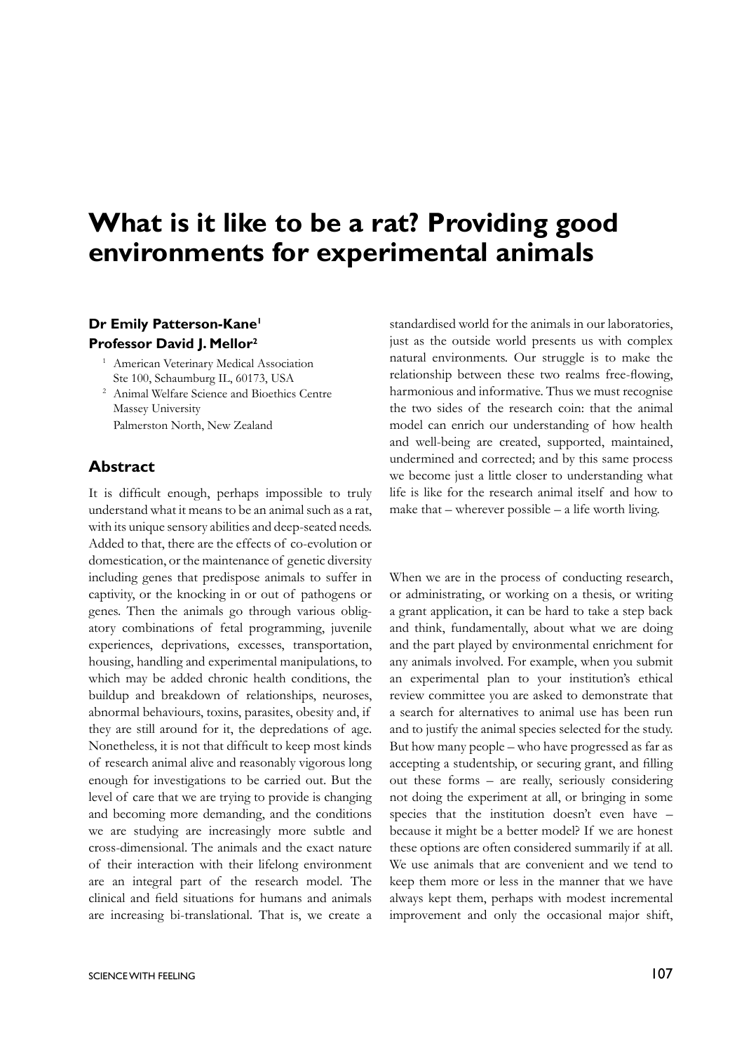# What is it like to be a rat? Providing good environments for experimental animals

**Dr Emily Patterson-Kane**[1]
**Professor David J. Mellor**[2]

[1] American Veterinary Medical Association
Ste 100, Schaumburg IL, 60173, USA

[2] Animal Welfare Science and Bioethics Centre
Massey University
Palmerston North, New Zealand

## Abstract

It is difficult enough, perhaps impossible to truly understand what it means to be an animal such as a rat, with its unique sensory abilities and deep-seated needs. Added to that, there are the effects of co-evolution or domestication, or the maintenance of genetic diversity including genes that predispose animals to suffer in captivity, or the knocking in or out of pathogens or genes. Then the animals go through various obligatory combinations of fetal programming, juvenile experiences, deprivations, excesses, transportation, housing, handling and experimental manipulations, to which may be added chronic health conditions, the buildup and breakdown of relationships, neuroses, abnormal behaviours, toxins, parasites, obesity and, if they are still around for it, the depredations of age. Nonetheless, it is not that difficult to keep most kinds of research animal alive and reasonably vigorous long enough for investigations to be carried out. But the level of care that we are trying to provide is changing and becoming more demanding, and the conditions we are studying are increasingly more subtle and cross-dimensional. The animals and the exact nature of their interaction with their lifelong environment are an integral part of the research model. The clinical and field situations for humans and animals are increasing bi-translational. That is, we create a standardised world for the animals in our laboratories, just as the outside world presents us with complex natural environments. Our struggle is to make the relationship between these two realms free-flowing, harmonious and informative. Thus we must recognise the two sides of the research coin: that the animal model can enrich our understanding of how health and well-being are created, supported, maintained, undermined and corrected; and by this same process we become just a little closer to understanding what life is like for the research animal itself and how to make that – wherever possible – a life worth living.

When we are in the process of conducting research, or administrating, or working on a thesis, or writing a grant application, it can be hard to take a step back and think, fundamentally, about what we are doing and the part played by environmental enrichment for any animals involved. For example, when you submit an experimental plan to your institution's ethical review committee you are asked to demonstrate that a search for alternatives to animal use has been run and to justify the animal species selected for the study. But how many people – who have progressed as far as accepting a studentship, or securing grant, and filling out these forms – are really, seriously considering not doing the experiment at all, or bringing in some species that the institution doesn't even have – because it might be a better model? If we are honest these options are often considered summarily if at all. We use animals that are convenient and we tend to keep them more or less in the manner that we have always kept them, perhaps with modest incremental improvement and only the occasional major shift,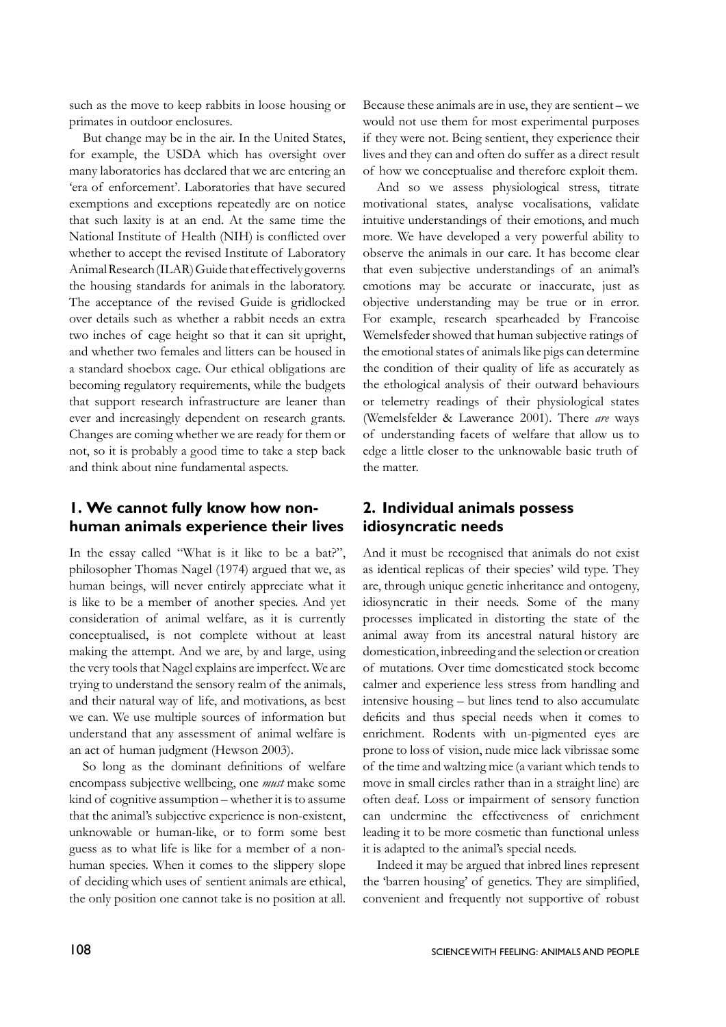such as the move to keep rabbits in loose housing or primates in outdoor enclosures.

But change may be in the air. In the United States, for example, the USDA which has oversight over many laboratories has declared that we are entering an 'era of enforcement'. Laboratories that have secured exemptions and exceptions repeatedly are on notice that such laxity is at an end. At the same time the National Institute of Health (NIH) is conflicted over whether to accept the revised Institute of Laboratory Animal Research (ILAR) Guide that effectively governs the housing standards for animals in the laboratory. The acceptance of the revised Guide is gridlocked over details such as whether a rabbit needs an extra two inches of cage height so that it can sit upright, and whether two females and litters can be housed in a standard shoebox cage. Our ethical obligations are becoming regulatory requirements, while the budgets that support research infrastructure are leaner than ever and increasingly dependent on research grants. Changes are coming whether we are ready for them or not, so it is probably a good time to take a step back and think about nine fundamental aspects.

## 1. We cannot fully know how non-human animals experience their lives

In the essay called "What is it like to be a bat?", philosopher Thomas Nagel (1974) argued that we, as human beings, will never entirely appreciate what it is like to be a member of another species. And yet consideration of animal welfare, as it is currently conceptualised, is not complete without at least making the attempt. And we are, by and large, using the very tools that Nagel explains are imperfect. We are trying to understand the sensory realm of the animals, and their natural way of life, and motivations, as best we can. We use multiple sources of information but understand that any assessment of animal welfare is an act of human judgment (Hewson 2003).

So long as the dominant definitions of welfare encompass subjective wellbeing, one *must* make some kind of cognitive assumption – whether it is to assume that the animal's subjective experience is non-existent, unknowable or human-like, or to form some best guess as to what life is like for a member of a non-human species. When it comes to the slippery slope of deciding which uses of sentient animals are ethical, the only position one cannot take is no position at all.

Because these animals are in use, they are sentient – we would not use them for most experimental purposes if they were not. Being sentient, they experience their lives and they can and often do suffer as a direct result of how we conceptualise and therefore exploit them.

And so we assess physiological stress, titrate motivational states, analyse vocalisations, validate intuitive understandings of their emotions, and much more. We have developed a very powerful ability to observe the animals in our care. It has become clear that even subjective understandings of an animal's emotions may be accurate or inaccurate, just as objective understanding may be true or in error. For example, research spearheaded by Francoise Wemelsfeder showed that human subjective ratings of the emotional states of animals like pigs can determine the condition of their quality of life as accurately as the ethological analysis of their outward behaviours or telemetry readings of their physiological states (Wemelsfelder & Lawerance 2001). There *are* ways of understanding facets of welfare that allow us to edge a little closer to the unknowable basic truth of the matter.

## 2. Individual animals possess idiosyncratic needs

And it must be recognised that animals do not exist as identical replicas of their species' wild type. They are, through unique genetic inheritance and ontogeny, idiosyncratic in their needs. Some of the many processes implicated in distorting the state of the animal away from its ancestral natural history are domestication, inbreeding and the selection or creation of mutations. Over time domesticated stock become calmer and experience less stress from handling and intensive housing – but lines tend to also accumulate deficits and thus special needs when it comes to enrichment. Rodents with un-pigmented eyes are prone to loss of vision, nude mice lack vibrissae some of the time and waltzing mice (a variant which tends to move in small circles rather than in a straight line) are often deaf. Loss or impairment of sensory function can undermine the effectiveness of enrichment leading it to be more cosmetic than functional unless it is adapted to the animal's special needs.

Indeed it may be argued that inbred lines represent the 'barren housing' of genetics. They are simplified, convenient and frequently not supportive of robust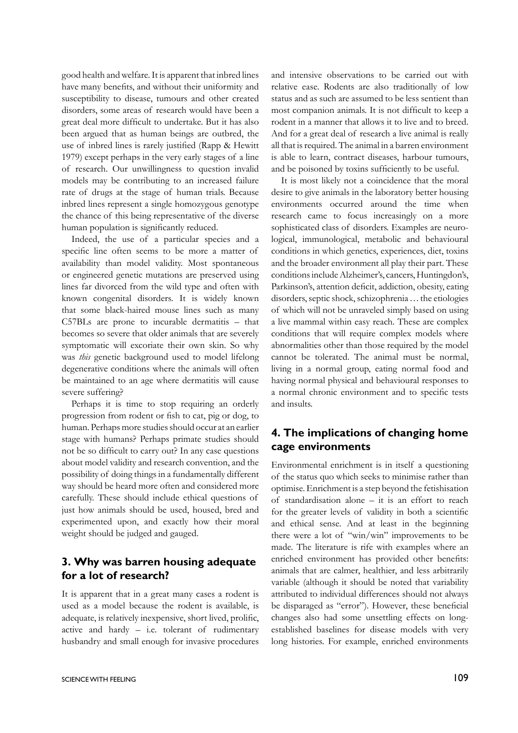good health and welfare. It is apparent that inbred lines have many benefits, and without their uniformity and susceptibility to disease, tumours and other created disorders, some areas of research would have been a great deal more difficult to undertake. But it has also been argued that as human beings are outbred, the use of inbred lines is rarely justified (Rapp & Hewitt 1979) except perhaps in the very early stages of a line of research. Our unwillingness to question invalid models may be contributing to an increased failure rate of drugs at the stage of human trials. Because inbred lines represent a single homozygous genotype the chance of this being representative of the diverse human population is significantly reduced.

Indeed, the use of a particular species and a specific line often seems to be more a matter of availability than model validity. Most spontaneous or engineered genetic mutations are preserved using lines far divorced from the wild type and often with known congenital disorders. It is widely known that some black-haired mouse lines such as many C57BLs are prone to incurable dermatitis – that becomes so severe that older animals that are severely symptomatic will excoriate their own skin. So why was *this* genetic background used to model lifelong degenerative conditions where the animals will often be maintained to an age where dermatitis will cause severe suffering?

Perhaps it is time to stop requiring an orderly progression from rodent or fish to cat, pig or dog, to human. Perhaps more studies should occur at an earlier stage with humans? Perhaps primate studies should not be so difficult to carry out? In any case questions about model validity and research convention, and the possibility of doing things in a fundamentally different way should be heard more often and considered more carefully. These should include ethical questions of just how animals should be used, housed, bred and experimented upon, and exactly how their moral weight should be judged and gauged.

## 3. Why was barren housing adequate for a lot of research?

It is apparent that in a great many cases a rodent is used as a model because the rodent is available, is adequate, is relatively inexpensive, short lived, prolific, active and hardy – i.e. tolerant of rudimentary husbandry and small enough for invasive procedures and intensive observations to be carried out with relative ease. Rodents are also traditionally of low status and as such are assumed to be less sentient than most companion animals. It is not difficult to keep a rodent in a manner that allows it to live and to breed. And for a great deal of research a live animal is really all that is required. The animal in a barren environment is able to learn, contract diseases, harbour tumours, and be poisoned by toxins sufficiently to be useful.

It is most likely not a coincidence that the moral desire to give animals in the laboratory better housing environments occurred around the time when research came to focus increasingly on a more sophisticated class of disorders. Examples are neurological, immunological, metabolic and behavioural conditions in which genetics, experiences, diet, toxins and the broader environment all play their part. These conditions include Alzheimer's, cancers, Huntingdon's, Parkinson's, attention deficit, addiction, obesity, eating disorders, septic shock, schizophrenia … the etiologies of which will not be unraveled simply based on using a live mammal within easy reach. These are complex conditions that will require complex models where abnormalities other than those required by the model cannot be tolerated. The animal must be normal, living in a normal group, eating normal food and having normal physical and behavioural responses to a normal chronic environment and to specific tests and insults.

## 4. The implications of changing home cage environments

Environmental enrichment is in itself a questioning of the status quo which seeks to minimise rather than optimise. Enrichment is a step beyond the fetishisation of standardisation alone – it is an effort to reach for the greater levels of validity in both a scientific and ethical sense. And at least in the beginning there were a lot of "win/win" improvements to be made. The literature is rife with examples where an enriched environment has provided other benefits: animals that are calmer, healthier, and less arbitrarily variable (although it should be noted that variability attributed to individual differences should not always be disparaged as "error"). However, these beneficial changes also had some unsettling effects on long-established baselines for disease models with very long histories. For example, enriched environments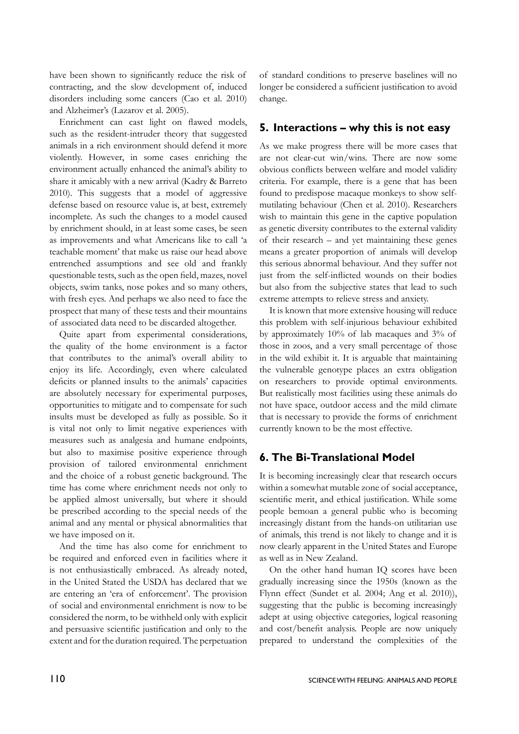have been shown to significantly reduce the risk of contracting, and the slow development of, induced disorders including some cancers (Cao et al. 2010) and Alzheimer's (Lazarov et al. 2005).

Enrichment can cast light on flawed models, such as the resident-intruder theory that suggested animals in a rich environment should defend it more violently. However, in some cases enriching the environment actually enhanced the animal's ability to share it amicably with a new arrival (Kadry & Barreto 2010). This suggests that a model of aggressive defense based on resource value is, at best, extremely incomplete. As such the changes to a model caused by enrichment should, in at least some cases, be seen as improvements and what Americans like to call 'a teachable moment' that make us raise our head above entrenched assumptions and see old and frankly questionable tests, such as the open field, mazes, novel objects, swim tanks, nose pokes and so many others, with fresh eyes. And perhaps we also need to face the prospect that many of these tests and their mountains of associated data need to be discarded altogether.

Quite apart from experimental considerations, the quality of the home environment is a factor that contributes to the animal's overall ability to enjoy its life. Accordingly, even where calculated deficits or planned insults to the animals' capacities are absolutely necessary for experimental purposes, opportunities to mitigate and to compensate for such insults must be developed as fully as possible. So it is vital not only to limit negative experiences with measures such as analgesia and humane endpoints, but also to maximise positive experience through provision of tailored environmental enrichment and the choice of a robust genetic background. The time has come where enrichment needs not only to be applied almost universally, but where it should be prescribed according to the special needs of the animal and any mental or physical abnormalities that we have imposed on it.

And the time has also come for enrichment to be required and enforced even in facilities where it is not enthusiastically embraced. As already noted, in the United Stated the USDA has declared that we are entering an 'era of enforcement'. The provision of social and environmental enrichment is now to be considered the norm, to be withheld only with explicit and persuasive scientific justification and only to the extent and for the duration required. The perpetuation of standard conditions to preserve baselines will no longer be considered a sufficient justification to avoid change.

## 5. Interactions – why this is not easy

As we make progress there will be more cases that are not clear-cut win/wins. There are now some obvious conflicts between welfare and model validity criteria. For example, there is a gene that has been found to predispose macaque monkeys to show self-mutilating behaviour (Chen et al. 2010). Researchers wish to maintain this gene in the captive population as genetic diversity contributes to the external validity of their research – and yet maintaining these genes means a greater proportion of animals will develop this serious abnormal behaviour. And they suffer not just from the self-inflicted wounds on their bodies but also from the subjective states that lead to such extreme attempts to relieve stress and anxiety.

It is known that more extensive housing will reduce this problem with self-injurious behaviour exhibited by approximately 10% of lab macaques and 3% of those in zoos, and a very small percentage of those in the wild exhibit it. It is arguable that maintaining the vulnerable genotype places an extra obligation on researchers to provide optimal environments. But realistically most facilities using these animals do not have space, outdoor access and the mild climate that is necessary to provide the forms of enrichment currently known to be the most effective.

## 6. The Bi-Translational Model

It is becoming increasingly clear that research occurs within a somewhat mutable zone of social acceptance, scientific merit, and ethical justification. While some people bemoan a general public who is becoming increasingly distant from the hands-on utilitarian use of animals, this trend is not likely to change and it is now clearly apparent in the United States and Europe as well as in New Zealand.

On the other hand human IQ scores have been gradually increasing since the 1950s (known as the Flynn effect (Sundet et al. 2004; Ang et al. 2010)), suggesting that the public is becoming increasingly adept at using objective categories, logical reasoning and cost/benefit analysis. People are now uniquely prepared to understand the complexities of the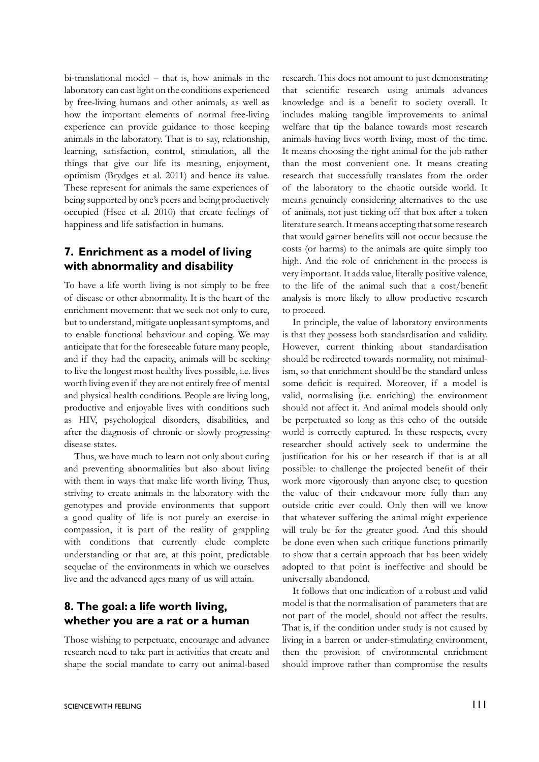bi-translational model – that is, how animals in the laboratory can cast light on the conditions experienced by free-living humans and other animals, as well as how the important elements of normal free-living experience can provide guidance to those keeping animals in the laboratory. That is to say, relationship, learning, satisfaction, control, stimulation, all the things that give our life its meaning, enjoyment, optimism (Brydges et al. 2011) and hence its value. These represent for animals the same experiences of being supported by one's peers and being productively occupied (Hsee et al. 2010) that create feelings of happiness and life satisfaction in humans.

## 7. Enrichment as a model of living with abnormality and disability

To have a life worth living is not simply to be free of disease or other abnormality. It is the heart of the enrichment movement: that we seek not only to cure, but to understand, mitigate unpleasant symptoms, and to enable functional behaviour and coping. We may anticipate that for the foreseeable future many people, and if they had the capacity, animals will be seeking to live the longest most healthy lives possible, i.e. lives worth living even if they are not entirely free of mental and physical health conditions. People are living long, productive and enjoyable lives with conditions such as HIV, psychological disorders, disabilities, and after the diagnosis of chronic or slowly progressing disease states.

Thus, we have much to learn not only about curing and preventing abnormalities but also about living with them in ways that make life worth living. Thus, striving to create animals in the laboratory with the genotypes and provide environments that support a good quality of life is not purely an exercise in compassion, it is part of the reality of grappling with conditions that currently elude complete understanding or that are, at this point, predictable sequelae of the environments in which we ourselves live and the advanced ages many of us will attain.

## 8. The goal: a life worth living, whether you are a rat or a human

Those wishing to perpetuate, encourage and advance research need to take part in activities that create and shape the social mandate to carry out animal-based research. This does not amount to just demonstrating that scientific research using animals advances knowledge and is a benefit to society overall. It includes making tangible improvements to animal welfare that tip the balance towards most research animals having lives worth living, most of the time. It means choosing the right animal for the job rather than the most convenient one. It means creating research that successfully translates from the order of the laboratory to the chaotic outside world. It means genuinely considering alternatives to the use of animals, not just ticking off that box after a token literature search. It means accepting that some research that would garner benefits will not occur because the costs (or harms) to the animals are quite simply too high. And the role of enrichment in the process is very important. It adds value, literally positive valence, to the life of the animal such that a cost/benefit analysis is more likely to allow productive research to proceed.

In principle, the value of laboratory environments is that they possess both standardisation and validity. However, current thinking about standardisation should be redirected towards normality, not minimalism, so that enrichment should be the standard unless some deficit is required. Moreover, if a model is valid, normalising (i.e. enriching) the environment should not affect it. And animal models should only be perpetuated so long as this echo of the outside world is correctly captured. In these respects, every researcher should actively seek to undermine the justification for his or her research if that is at all possible: to challenge the projected benefit of their work more vigorously than anyone else; to question the value of their endeavour more fully than any outside critic ever could. Only then will we know that whatever suffering the animal might experience will truly be for the greater good. And this should be done even when such critique functions primarily to show that a certain approach that has been widely adopted to that point is ineffective and should be universally abandoned.

It follows that one indication of a robust and valid model is that the normalisation of parameters that are not part of the model, should not affect the results. That is, if the condition under study is not caused by living in a barren or under-stimulating environment, then the provision of environmental enrichment should improve rather than compromise the results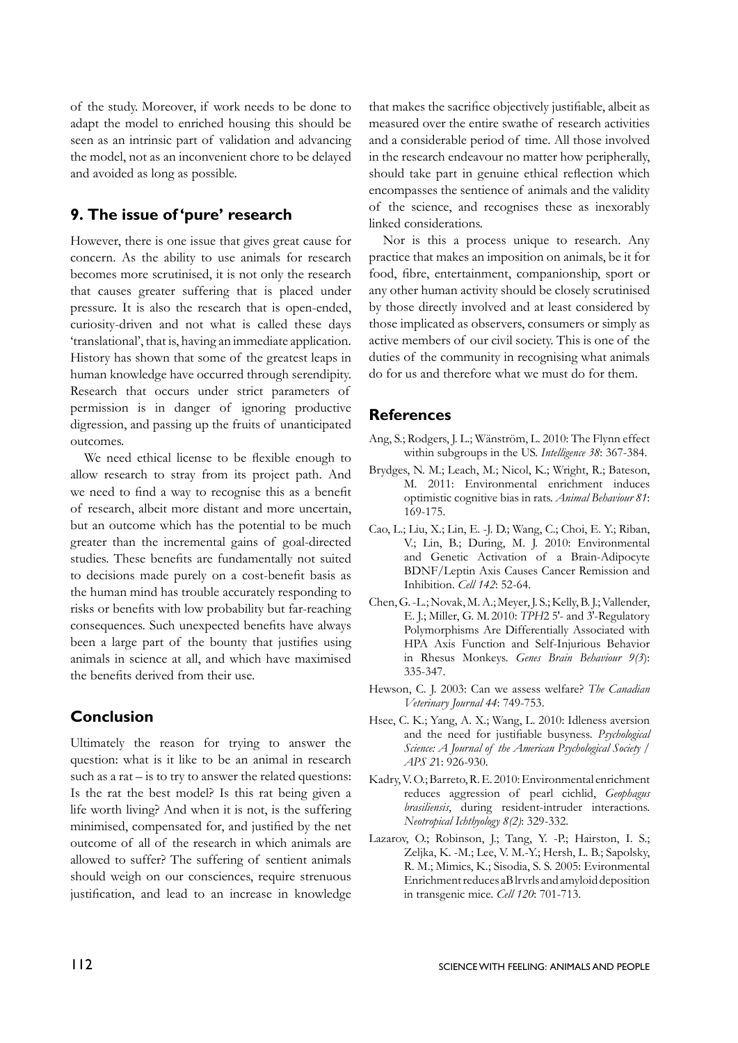of the study. Moreover, if work needs to be done to adapt the model to enriched housing this should be seen as an intrinsic part of validation and advancing the model, not as an inconvenient chore to be delayed and avoided as long as possible.

## 9. The issue of 'pure' research

However, there is one issue that gives great cause for concern. As the ability to use animals for research becomes more scrutinised, it is not only the research that causes greater suffering that is placed under pressure. It is also the research that is open-ended, curiosity-driven and not what is called these days 'translational', that is, having an immediate application. History has shown that some of the greatest leaps in human knowledge have occurred through serendipity. Research that occurs under strict parameters of permission is in danger of ignoring productive digression, and passing up the fruits of unanticipated outcomes.

We need ethical license to be flexible enough to allow research to stray from its project path. And we need to find a way to recognise this as a benefit of research, albeit more distant and more uncertain, but an outcome which has the potential to be much greater than the incremental gains of goal-directed studies. These benefits are fundamentally not suited to decisions made purely on a cost-benefit basis as the human mind has trouble accurately responding to risks or benefits with low probability but far-reaching consequences. Such unexpected benefits have always been a large part of the bounty that justifies using animals in science at all, and which have maximised the benefits derived from their use.

## Conclusion

Ultimately the reason for trying to answer the question: what is it like to be an animal in research such as a rat – is to try to answer the related questions: Is the rat the best model? Is this rat being given a life worth living? And when it is not, is the suffering minimised, compensated for, and justified by the net outcome of all of the research in which animals are allowed to suffer? The suffering of sentient animals should weigh on our consciences, require strenuous justification, and lead to an increase in knowledge that makes the sacrifice objectively justifiable, albeit as measured over the entire swathe of research activities and a considerable period of time. All those involved in the research endeavour no matter how peripherally, should take part in genuine ethical reflection which encompasses the sentience of animals and the validity of the science, and recognises these as inexorably linked considerations.

Nor is this a process unique to research. Any practice that makes an imposition on animals, be it for food, fibre, entertainment, companionship, sport or any other human activity should be closely scrutinised by those directly involved and at least considered by those implicated as observers, consumers or simply as active members of our civil society. This is one of the duties of the community in recognising what animals do for us and therefore what we must do for them.

## References

Ang, S.; Rodgers, J. L.; Wänström, L. 2010: The Flynn effect within subgroups in the US. *Intelligence 38*: 367-384.

Brydges, N. M.; Leach, M.; Nicol, K.; Wright, R.; Bateson, M. 2011: Environmental enrichment induces optimistic cognitive bias in rats. *Animal Behaviour 81*: 169-175.

Cao, L.; Liu, X.; Lin, E. -J. D.; Wang, C.; Choi, E. Y.; Riban, V.; Lin, B.; During, M. J. 2010: Environmental and Genetic Activation of a Brain-Adipocyte BDNF/Leptin Axis Causes Cancer Remission and Inhibition. *Cell 142*: 52-64.

Chen, G. -L.; Novak, M. A.; Meyer, J. S.; Kelly, B. J.; Vallender, E. J.; Miller, G. M. 2010: *TPH2* 5'- and 3'-Regulatory Polymorphisms Are Differentially Associated with HPA Axis Function and Self-Injurious Behavior in Rhesus Monkeys. *Genes Brain Behaviour 9(3)*: 335-347.

Hewson, C. J. 2003: Can we assess welfare? *The Canadian Veterinary Journal 44*: 749-753.

Hsee, C. K.; Yang, A. X.; Wang, L. 2010: Idleness aversion and the need for justifiable busyness. *Psychological Science: A Journal of the American Psychological Society / APS 21*: 926-930.

Kadry, V. O.; Barreto, R. E. 2010: Environmental enrichment reduces aggression of pearl cichlid, *Geophagus brasiliensis*, during resident-intruder interactions. *Neotropical Ichthyology 8(2)*: 329-332.

Lazarov, O.; Robinson, J.; Tang, Y. -P.; Hairston, I. S.; Zeljka, K. -M.; Lee, V. M.-Y.; Hersh, L. B.; Sapolsky, R. M.; Mimics, K.; Sisodia, S. S. 2005: Evironmental Enrichment reduces aB lrvrls and amyloid deposition in transgenic mice. *Cell 120*: 701-713.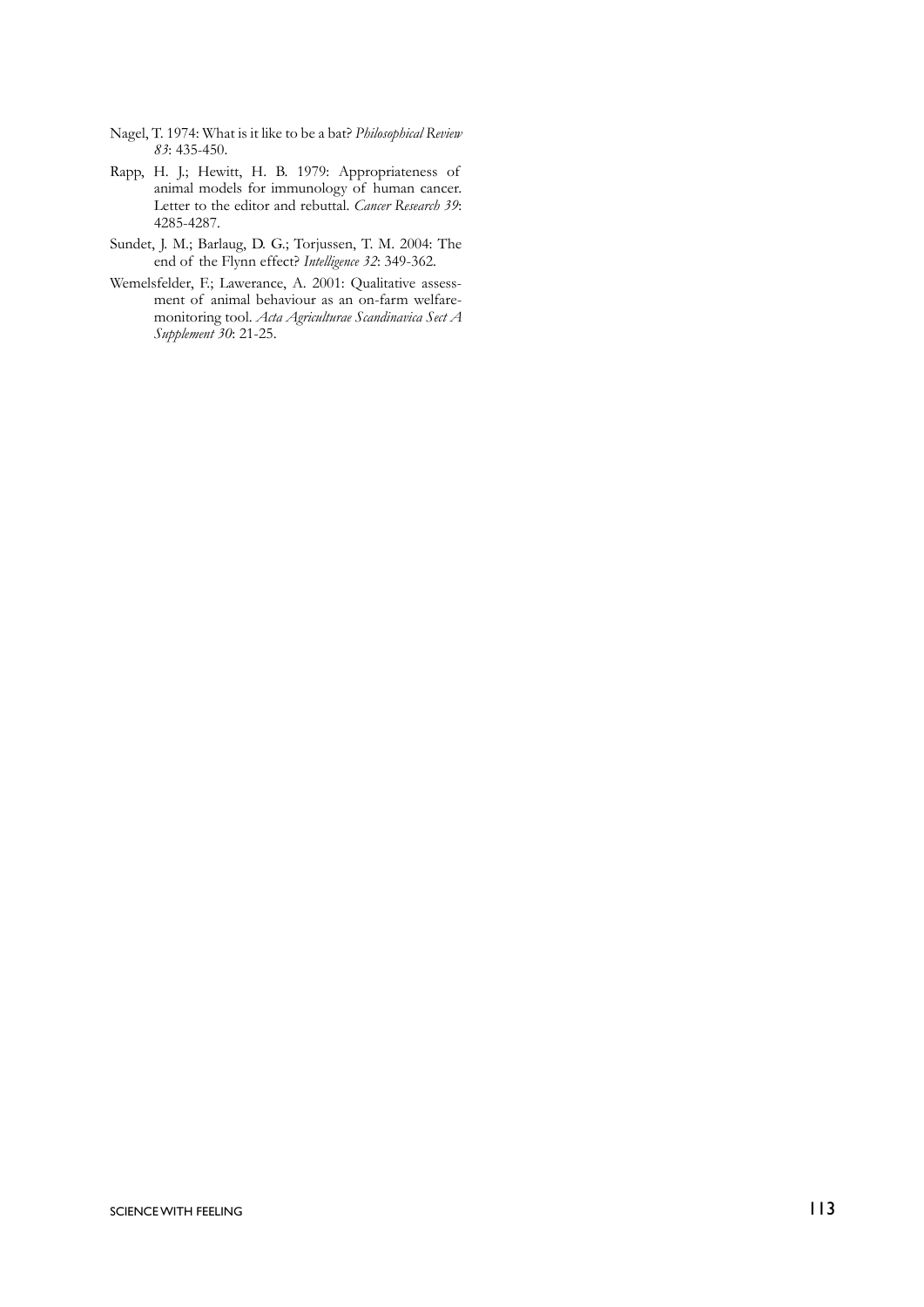Nagel, T. 1974: What is it like to be a bat? *Philosophical Review 83*: 435-450.

Rapp, H. J.; Hewitt, H. B. 1979: Appropriateness of animal models for immunology of human cancer. Letter to the editor and rebuttal. *Cancer Research 39*: 4285-4287.

Sundet, J. M.; Barlaug, D. G.; Torjussen, T. M. 2004: The end of the Flynn effect? *Intelligence 32*: 349-362.

Wemelsfelder, F.; Lawerance, A. 2001: Qualitative assessment of animal behaviour as an on-farm welfare-monitoring tool. *Acta Agriculturae Scandinavica Sect A Supplement 30*: 21-25.